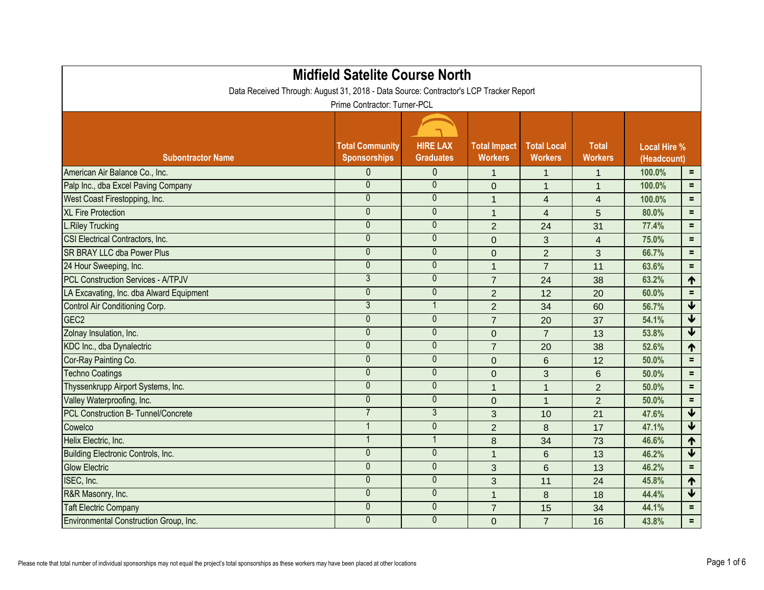# Midfield Satelite Course North

Data Received Through: August 31, 2018 - Data Source: Contractor's LCP Tracker Report

Prime Contractor: Turner-PCL

| Subontractor Name | Total Community Sponsorships | HIRE LAX Graduates | Total Impact Workers | Total Local Workers | Total Workers | Local Hire % (Headcount) | |
|---|---|---|---|---|---|---|---|
| American Air Balance Co., Inc. | 0 | 0 | 1 | 1 | 1 | 100.0% | = |
| Palp Inc., dba Excel Paving Company | 0 | 0 | 0 | 1 | 1 | 100.0% | = |
| West Coast Firestopping, Inc. | 0 | 0 | 1 | 4 | 4 | 100.0% | = |
| XL Fire Protection | 0 | 0 | 1 | 4 | 5 | 80.0% | = |
| L.Riley Trucking | 0 | 0 | 2 | 24 | 31 | 77.4% | = |
| CSI Electrical Contractors, Inc. | 0 | 0 | 0 | 3 | 4 | 75.0% | = |
| SR BRAY LLC dba Power Plus | 0 | 0 | 0 | 2 | 3 | 66.7% | = |
| 24 Hour Sweeping, Inc. | 0 | 0 | 1 | 7 | 11 | 63.6% | = |
| PCL Construction Services - A/TPJV | 3 | 0 | 7 | 24 | 38 | 63.2% | ↑ |
| LA Excavating, Inc. dba Alward Equipment | 0 | 0 | 2 | 12 | 20 | 60.0% | = |
| Control Air Conditioning Corp. | 3 | 1 | 2 | 34 | 60 | 56.7% | ↓ |
| GEC2 | 0 | 0 | 7 | 20 | 37 | 54.1% | ↓ |
| Zolnay Insulation, Inc. | 0 | 0 | 0 | 7 | 13 | 53.8% | ↓ |
| KDC Inc., dba Dynalectric | 0 | 0 | 7 | 20 | 38 | 52.6% | ↑ |
| Cor-Ray Painting Co. | 0 | 0 | 0 | 6 | 12 | 50.0% | = |
| Techno Coatings | 0 | 0 | 0 | 3 | 6 | 50.0% | = |
| Thyssenkrupp Airport Systems, Inc. | 0 | 0 | 1 | 1 | 2 | 50.0% | = |
| Valley Waterproofing, Inc. | 0 | 0 | 0 | 1 | 2 | 50.0% | = |
| PCL Construction B- Tunnel/Concrete | 7 | 3 | 3 | 10 | 21 | 47.6% | ↓ |
| Cowelco | 1 | 0 | 2 | 8 | 17 | 47.1% | ↓ |
| Helix Electric, Inc. | 1 | 1 | 8 | 34 | 73 | 46.6% | ↑ |
| Building Electronic Controls, Inc. | 0 | 0 | 1 | 6 | 13 | 46.2% | ↓ |
| Glow Electric | 0 | 0 | 3 | 6 | 13 | 46.2% | = |
| ISEC, Inc. | 0 | 0 | 3 | 11 | 24 | 45.8% | ↑ |
| R&R Masonry, Inc. | 0 | 0 | 1 | 8 | 18 | 44.4% | ↓ |
| Taft Electric Company | 0 | 0 | 7 | 15 | 34 | 44.1% | = |
| Environmental Construction Group, Inc. | 0 | 0 | 0 | 7 | 16 | 43.8% | = |

Please note that total number of individual sponsorships may not equal the project's total sponsorships as these workers may have been placed at other locations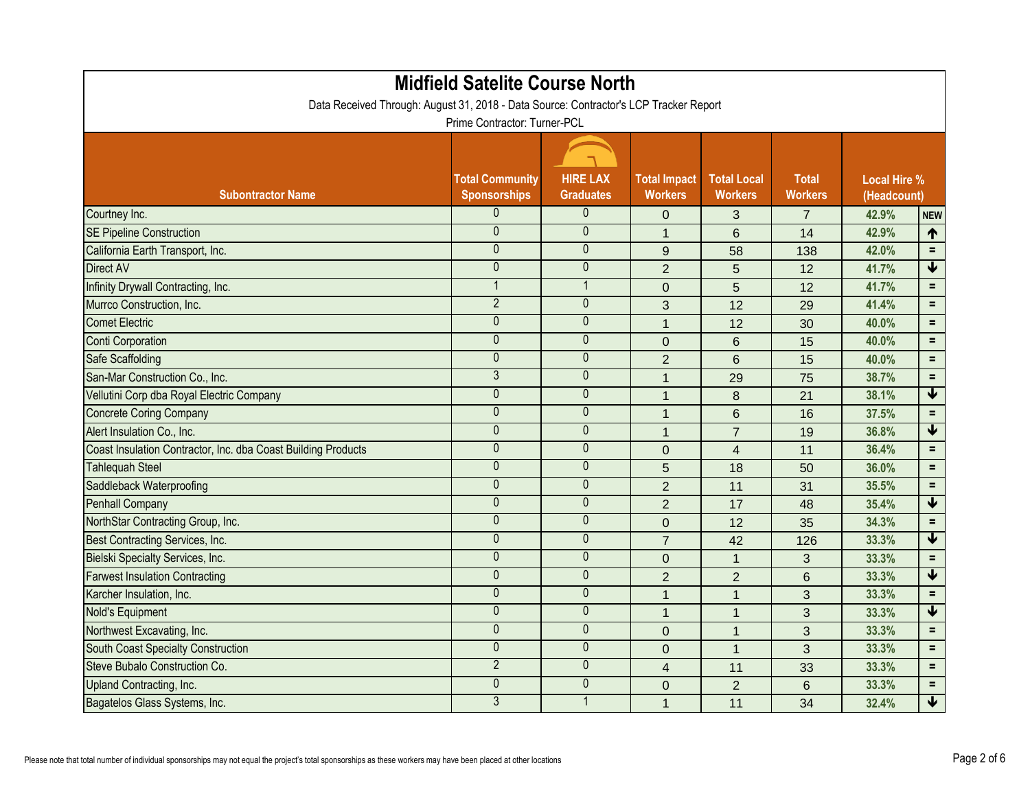# Midfield Satelite Course North

Data Received Through: August 31, 2018 - Data Source: Contractor's LCP Tracker Report

Prime Contractor: Turner-PCL

| Subontractor Name | Total Community Sponsorships | HIRE LAX Graduates | Total Impact Workers | Total Local Workers | Total Workers | Local Hire % (Headcount) | |
|---|---|---|---|---|---|---|---|
| Courtney Inc. | 0 | 0 | 0 | 3 | 7 | 42.9% | NEW |
| SE Pipeline Construction | 0 | 0 | 1 | 6 | 14 | 42.9% | ↑ |
| California Earth Transport, Inc. | 0 | 0 | 9 | 58 | 138 | 42.0% | = |
| Direct AV | 0 | 0 | 2 | 5 | 12 | 41.7% | ↓ |
| Infinity Drywall Contracting, Inc. | 1 | 1 | 0 | 5 | 12 | 41.7% | = |
| Murrco Construction, Inc. | 2 | 0 | 3 | 12 | 29 | 41.4% | = |
| Comet Electric | 0 | 0 | 1 | 12 | 30 | 40.0% | = |
| Conti Corporation | 0 | 0 | 0 | 6 | 15 | 40.0% | = |
| Safe Scaffolding | 0 | 0 | 2 | 6 | 15 | 40.0% | = |
| San-Mar Construction Co., Inc. | 3 | 0 | 1 | 29 | 75 | 38.7% | = |
| Vellutini Corp dba Royal Electric Company | 0 | 0 | 1 | 8 | 21 | 38.1% | ↓ |
| Concrete Coring Company | 0 | 0 | 1 | 6 | 16 | 37.5% | = |
| Alert Insulation Co., Inc. | 0 | 0 | 1 | 7 | 19 | 36.8% | ↓ |
| Coast Insulation Contractor, Inc. dba Coast Building Products | 0 | 0 | 0 | 4 | 11 | 36.4% | = |
| Tahlequah Steel | 0 | 0 | 5 | 18 | 50 | 36.0% | = |
| Saddleback Waterproofing | 0 | 0 | 2 | 11 | 31 | 35.5% | = |
| Penhall Company | 0 | 0 | 2 | 17 | 48 | 35.4% | ↓ |
| NorthStar Contracting Group, Inc. | 0 | 0 | 0 | 12 | 35 | 34.3% | = |
| Best Contracting Services, Inc. | 0 | 0 | 7 | 42 | 126 | 33.3% | ↓ |
| Bielski Specialty Services, Inc. | 0 | 0 | 0 | 1 | 3 | 33.3% | = |
| Farwest Insulation Contracting | 0 | 0 | 2 | 2 | 6 | 33.3% | ↓ |
| Karcher Insulation, Inc. | 0 | 0 | 1 | 1 | 3 | 33.3% | = |
| Nold's Equipment | 0 | 0 | 1 | 1 | 3 | 33.3% | ↓ |
| Northwest Excavating, Inc. | 0 | 0 | 0 | 1 | 3 | 33.3% | = |
| South Coast Specialty Construction | 0 | 0 | 0 | 1 | 3 | 33.3% | = |
| Steve Bubalo Construction Co. | 2 | 0 | 4 | 11 | 33 | 33.3% | = |
| Upland Contracting, Inc. | 0 | 0 | 0 | 2 | 6 | 33.3% | = |
| Bagatelos Glass Systems, Inc. | 3 | 1 | 1 | 11 | 34 | 32.4% | ↓ |

Please note that total number of individual sponsorships may not equal the project's total sponsorships as these workers may have been placed at other locations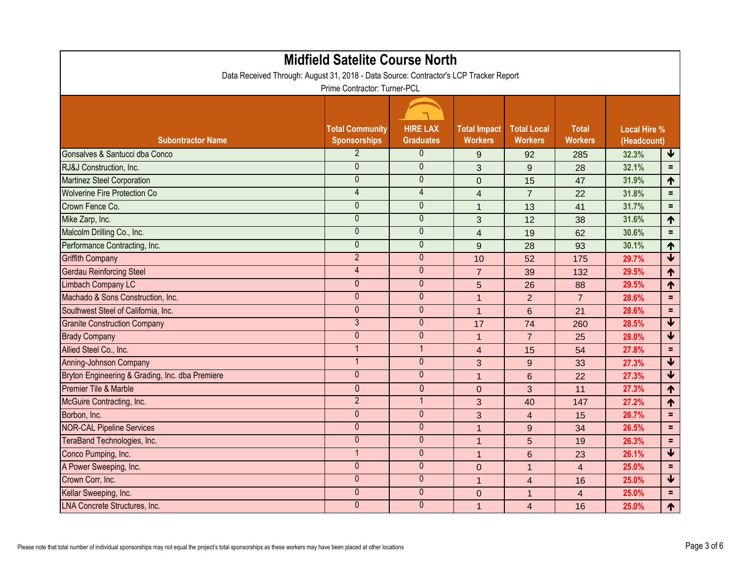# Midfield Satelite Course North

Data Received Through: August 31, 2018 - Data Source: Contractor's LCP Tracker Report

Prime Contractor: Turner-PCL

| Subontractor Name | Total Community Sponsorships | HIRE LAX Graduates | Total Impact Workers | Total Local Workers | Total Workers | Local Hire % (Headcount) | |
|---|---|---|---|---|---|---|---|
| Gonsalves & Santucci dba Conco | 2 | 0 | 9 | 92 | 285 | 32.3% | ↓ |
| RJ&J Construction, Inc. | 0 | 0 | 3 | 9 | 28 | 32.1% | = |
| Martinez Steel Corporation | 0 | 0 | 0 | 15 | 47 | 31.9% | ↑ |
| Wolverine Fire Protection Co | 4 | 4 | 4 | 7 | 22 | 31.8% | = |
| Crown Fence Co. | 0 | 0 | 1 | 13 | 41 | 31.7% | = |
| Mike Zarp, Inc. | 0 | 0 | 3 | 12 | 38 | 31.6% | ↑ |
| Malcolm Drilling Co., Inc. | 0 | 0 | 4 | 19 | 62 | 30.6% | = |
| Performance Contracting, Inc. | 0 | 0 | 9 | 28 | 93 | 30.1% | ↑ |
| Griffith Company | 2 | 0 | 10 | 52 | 175 | 29.7% | ↓ |
| Gerdau Reinforcing Steel | 4 | 0 | 7 | 39 | 132 | 29.5% | ↑ |
| Limbach Company LC | 0 | 0 | 5 | 26 | 88 | 29.5% | ↑ |
| Machado & Sons Construction, Inc. | 0 | 0 | 1 | 2 | 7 | 28.6% | = |
| Southwest Steel of California, Inc. | 0 | 0 | 1 | 6 | 21 | 28.6% | = |
| Granite Construction Company | 3 | 0 | 17 | 74 | 260 | 28.5% | ↓ |
| Brady Company | 0 | 0 | 1 | 7 | 25 | 28.0% | ↓ |
| Allied Steel Co., Inc. | 1 | 1 | 4 | 15 | 54 | 27.8% | = |
| Anning-Johnson Company | 1 | 0 | 3 | 9 | 33 | 27.3% | ↓ |
| Bryton Engineering & Grading, Inc. dba Premiere | 0 | 0 | 1 | 6 | 22 | 27.3% | ↓ |
| Premier Tile & Marble | 0 | 0 | 0 | 3 | 11 | 27.3% | ↑ |
| McGuire Contracting, Inc. | 2 | 1 | 3 | 40 | 147 | 27.2% | ↑ |
| Borbon, Inc. | 0 | 0 | 3 | 4 | 15 | 26.7% | = |
| NOR-CAL Pipeline Services | 0 | 0 | 1 | 9 | 34 | 26.5% | = |
| TeraBand Technologies, Inc. | 0 | 0 | 1 | 5 | 19 | 26.3% | = |
| Conco Pumping, Inc. | 1 | 0 | 1 | 6 | 23 | 26.1% | ↓ |
| A Power Sweeping, Inc. | 0 | 0 | 0 | 1 | 4 | 25.0% | = |
| Crown Corr, Inc. | 0 | 0 | 1 | 4 | 16 | 25.0% | ↓ |
| Kellar Sweeping, Inc. | 0 | 0 | 0 | 1 | 4 | 25.0% | = |
| LNA Concrete Structures, Inc. | 0 | 0 | 1 | 4 | 16 | 25.0% | ↑ |

Please note that total number of individual sponsorships may not equal the project's total sponsorships as these workers may have been placed at other locations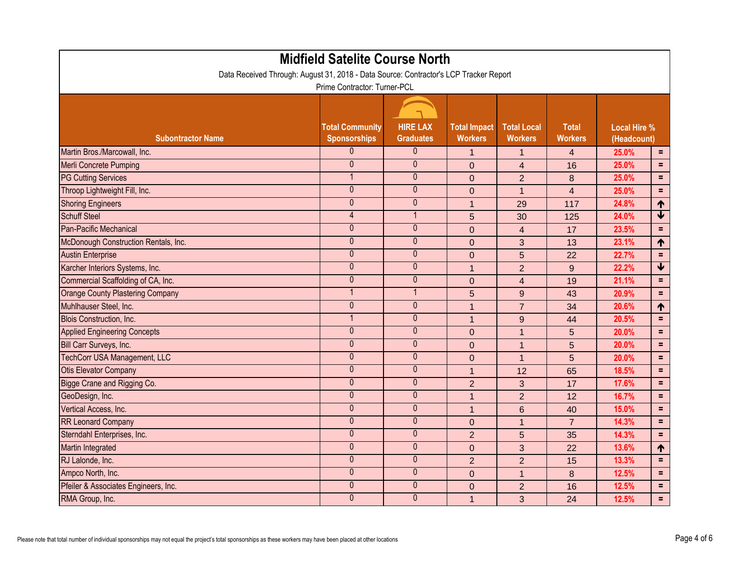# Midfield Satelite Course North

Data Received Through: August 31, 2018 - Data Source: Contractor's LCP Tracker Report

Prime Contractor: Turner-PCL

| Subontractor Name | Total Community Sponsorships | HIRE LAX Graduates | Total Impact Workers | Total Local Workers | Total Workers | Local Hire % (Headcount) | |
|---|---|---|---|---|---|---|---|
| Martin Bros./Marcowall, Inc. | 0 | 0 | 1 | 1 | 4 | 25.0% | = |
| Merli Concrete Pumping | 0 | 0 | 0 | 4 | 16 | 25.0% | = |
| PG Cutting Services | 1 | 0 | 0 | 2 | 8 | 25.0% | = |
| Throop Lightweight Fill, Inc. | 0 | 0 | 0 | 1 | 4 | 25.0% | = |
| Shoring Engineers | 0 | 0 | 1 | 29 | 117 | 24.8% | ↑ |
| Schuff Steel | 4 | 1 | 5 | 30 | 125 | 24.0% | ↓ |
| Pan-Pacific Mechanical | 0 | 0 | 0 | 4 | 17 | 23.5% | = |
| McDonough Construction Rentals, Inc. | 0 | 0 | 0 | 3 | 13 | 23.1% | ↑ |
| Austin Enterprise | 0 | 0 | 0 | 5 | 22 | 22.7% | = |
| Karcher Interiors Systems, Inc. | 0 | 0 | 1 | 2 | 9 | 22.2% | ↓ |
| Commercial Scaffolding of CA, Inc. | 0 | 0 | 0 | 4 | 19 | 21.1% | = |
| Orange County Plastering Company | 1 | 1 | 5 | 9 | 43 | 20.9% | = |
| Muhlhauser Steel, Inc. | 0 | 0 | 1 | 7 | 34 | 20.6% | ↑ |
| Blois Construction, Inc. | 1 | 0 | 1 | 9 | 44 | 20.5% | = |
| Applied Engineering Concepts | 0 | 0 | 0 | 1 | 5 | 20.0% | = |
| Bill Carr Surveys, Inc. | 0 | 0 | 0 | 1 | 5 | 20.0% | = |
| TechCorr USA Management, LLC | 0 | 0 | 0 | 1 | 5 | 20.0% | = |
| Otis Elevator Company | 0 | 0 | 1 | 12 | 65 | 18.5% | = |
| Bigge Crane and Rigging Co. | 0 | 0 | 2 | 3 | 17 | 17.6% | = |
| GeoDesign, Inc. | 0 | 0 | 1 | 2 | 12 | 16.7% | = |
| Vertical Access, Inc. | 0 | 0 | 1 | 6 | 40 | 15.0% | = |
| RR Leonard Company | 0 | 0 | 0 | 1 | 7 | 14.3% | = |
| Sterndahl Enterprises, Inc. | 0 | 0 | 2 | 5 | 35 | 14.3% | = |
| Martin Integrated | 0 | 0 | 0 | 3 | 22 | 13.6% | ↑ |
| RJ Lalonde, Inc. | 0 | 0 | 2 | 2 | 15 | 13.3% | = |
| Ampco North, Inc. | 0 | 0 | 0 | 1 | 8 | 12.5% | = |
| Pfeiler & Associates Engineers, Inc. | 0 | 0 | 0 | 2 | 16 | 12.5% | = |
| RMA Group, Inc. | 0 | 0 | 1 | 3 | 24 | 12.5% | = |

Please note that total number of individual sponsorships may not equal the project's total sponsorships as these workers may have been placed at other locations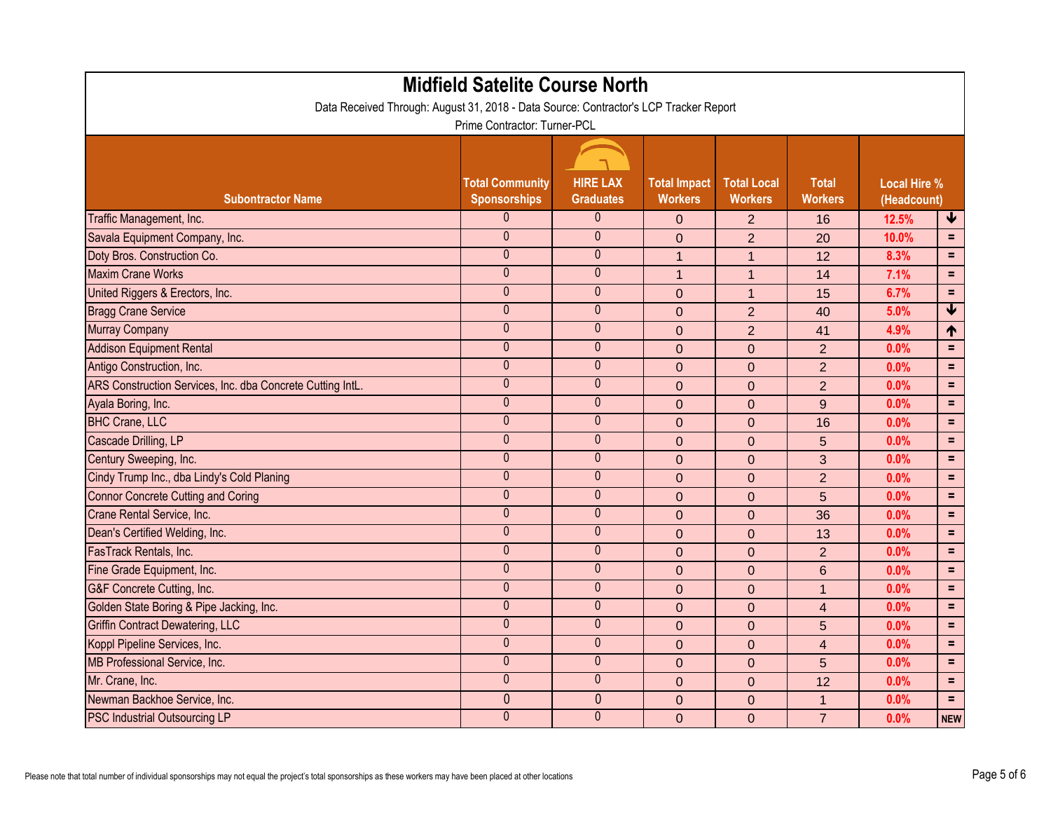# Midfield Satelite Course North

Data Received Through: August 31, 2018 - Data Source: Contractor's LCP Tracker Report

Prime Contractor: Turner-PCL

| Subontractor Name | Total Community Sponsorships | HIRE LAX Graduates | Total Impact Workers | Total Local Workers | Total Workers | Local Hire % (Headcount) | |
|---|---|---|---|---|---|---|---|
| Traffic Management, Inc. | 0 | 0 | 0 | 2 | 16 | 12.5% | ↓ |
| Savala Equipment Company, Inc. | 0 | 0 | 0 | 2 | 20 | 10.0% | = |
| Doty Bros. Construction Co. | 0 | 0 | 1 | 1 | 12 | 8.3% | = |
| Maxim Crane Works | 0 | 0 | 1 | 1 | 14 | 7.1% | = |
| United Riggers & Erectors, Inc. | 0 | 0 | 0 | 1 | 15 | 6.7% | = |
| Bragg Crane Service | 0 | 0 | 0 | 2 | 40 | 5.0% | ↓ |
| Murray Company | 0 | 0 | 0 | 2 | 41 | 4.9% | ↑ |
| Addison Equipment Rental | 0 | 0 | 0 | 0 | 2 | 0.0% | = |
| Antigo Construction, Inc. | 0 | 0 | 0 | 0 | 2 | 0.0% | = |
| ARS Construction Services, Inc. dba Concrete Cutting IntL. | 0 | 0 | 0 | 0 | 2 | 0.0% | = |
| Ayala Boring, Inc. | 0 | 0 | 0 | 0 | 9 | 0.0% | = |
| BHC Crane, LLC | 0 | 0 | 0 | 0 | 16 | 0.0% | = |
| Cascade Drilling, LP | 0 | 0 | 0 | 0 | 5 | 0.0% | = |
| Century Sweeping, Inc. | 0 | 0 | 0 | 0 | 3 | 0.0% | = |
| Cindy Trump Inc., dba Lindy's Cold Planing | 0 | 0 | 0 | 0 | 2 | 0.0% | = |
| Connor Concrete Cutting and Coring | 0 | 0 | 0 | 0 | 5 | 0.0% | = |
| Crane Rental Service, Inc. | 0 | 0 | 0 | 0 | 36 | 0.0% | = |
| Dean's Certified Welding, Inc. | 0 | 0 | 0 | 0 | 13 | 0.0% | = |
| FasTrack Rentals, Inc. | 0 | 0 | 0 | 0 | 2 | 0.0% | = |
| Fine Grade Equipment, Inc. | 0 | 0 | 0 | 0 | 6 | 0.0% | = |
| G&F Concrete Cutting, Inc. | 0 | 0 | 0 | 0 | 1 | 0.0% | = |
| Golden State Boring & Pipe Jacking, Inc. | 0 | 0 | 0 | 0 | 4 | 0.0% | = |
| Griffin Contract Dewatering, LLC | 0 | 0 | 0 | 0 | 5 | 0.0% | = |
| Koppl Pipeline Services, Inc. | 0 | 0 | 0 | 0 | 4 | 0.0% | = |
| MB Professional Service, Inc. | 0 | 0 | 0 | 0 | 5 | 0.0% | = |
| Mr. Crane, Inc. | 0 | 0 | 0 | 0 | 12 | 0.0% | = |
| Newman Backhoe Service, Inc. | 0 | 0 | 0 | 0 | 1 | 0.0% | = |
| PSC Industrial Outsourcing LP | 0 | 0 | 0 | 0 | 7 | 0.0% | NEW |

Please note that total number of individual sponsorships may not equal the project's total sponsorships as these workers may have been placed at other locations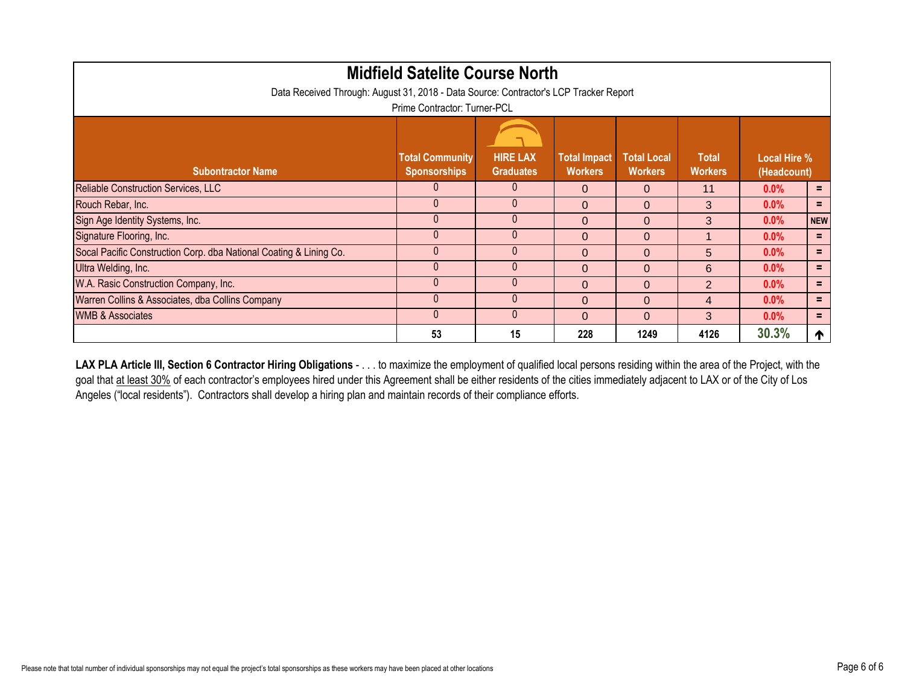# Midfield Satelite Course North

Data Received Through: August 31, 2018 - Data Source: Contractor's LCP Tracker Report

Prime Contractor: Turner-PCL

| Subontractor Name | Total Community Sponsorships | HIRE LAX Graduates | Total Impact Workers | Total Local Workers | Total Workers | Local Hire % (Headcount) | |
|---|---|---|---|---|---|---|---|
| Reliable Construction Services, LLC | 0 | 0 | 0 | 0 | 11 | 0.0% | = |
| Rouch Rebar, Inc. | 0 | 0 | 0 | 0 | 3 | 0.0% | = |
| Sign Age Identity Systems, Inc. | 0 | 0 | 0 | 0 | 3 | 0.0% | NEW |
| Signature Flooring, Inc. | 0 | 0 | 0 | 0 | 1 | 0.0% | = |
| Socal Pacific Construction Corp. dba National Coating & Lining Co. | 0 | 0 | 0 | 0 | 5 | 0.0% | = |
| Ultra Welding, Inc. | 0 | 0 | 0 | 0 | 6 | 0.0% | = |
| W.A. Rasic Construction Company, Inc. | 0 | 0 | 0 | 0 | 2 | 0.0% | = |
| Warren Collins & Associates, dba Collins Company | 0 | 0 | 0 | 0 | 4 | 0.0% | = |
| WMB & Associates | 0 | 0 | 0 | 0 | 3 | 0.0% | = |
| | **53** | **15** | **228** | **1249** | **4126** | **30.3%** | ↑ |

**LAX PLA Article III, Section 6 Contractor Hiring Obligations** - . . . to maximize the employment of qualified local persons residing within the area of the Project, with the goal that at least 30% of each contractor's employees hired under this Agreement shall be either residents of the cities immediately adjacent to LAX or of the City of Los Angeles ("local residents"). Contractors shall develop a hiring plan and maintain records of their compliance efforts.

Please note that total number of individual sponsorships may not equal the project's total sponsorships as these workers may have been placed at other locations